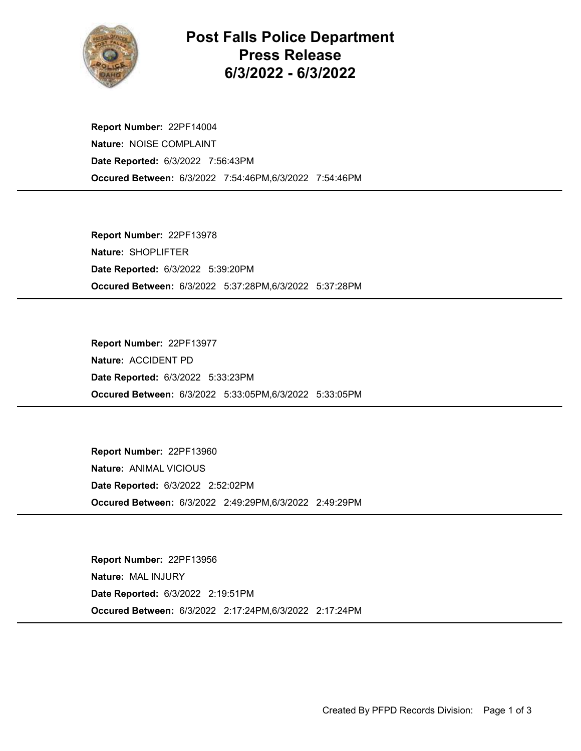# Post Falls Police Department Press Release 6/3/2022 - 6/3/2022

**Report Number:** 22PF14004
**Nature:** NOISE COMPLAINT
**Date Reported:** 6/3/2022 7:56:43PM
**Occured Between:** 6/3/2022 7:54:46PM,6/3/2022 7:54:46PM

---

**Report Number:** 22PF13978
**Nature:** SHOPLIFTER
**Date Reported:** 6/3/2022 5:39:20PM
**Occured Between:** 6/3/2022 5:37:28PM,6/3/2022 5:37:28PM

---

**Report Number:** 22PF13977
**Nature:** ACCIDENT PD
**Date Reported:** 6/3/2022 5:33:23PM
**Occured Between:** 6/3/2022 5:33:05PM,6/3/2022 5:33:05PM

---

**Report Number:** 22PF13960
**Nature:** ANIMAL VICIOUS
**Date Reported:** 6/3/2022 2:52:02PM
**Occured Between:** 6/3/2022 2:49:29PM,6/3/2022 2:49:29PM

---

**Report Number:** 22PF13956
**Nature:** MAL INJURY
**Date Reported:** 6/3/2022 2:19:51PM
**Occured Between:** 6/3/2022 2:17:24PM,6/3/2022 2:17:24PM

---

Created By PFPD Records Division: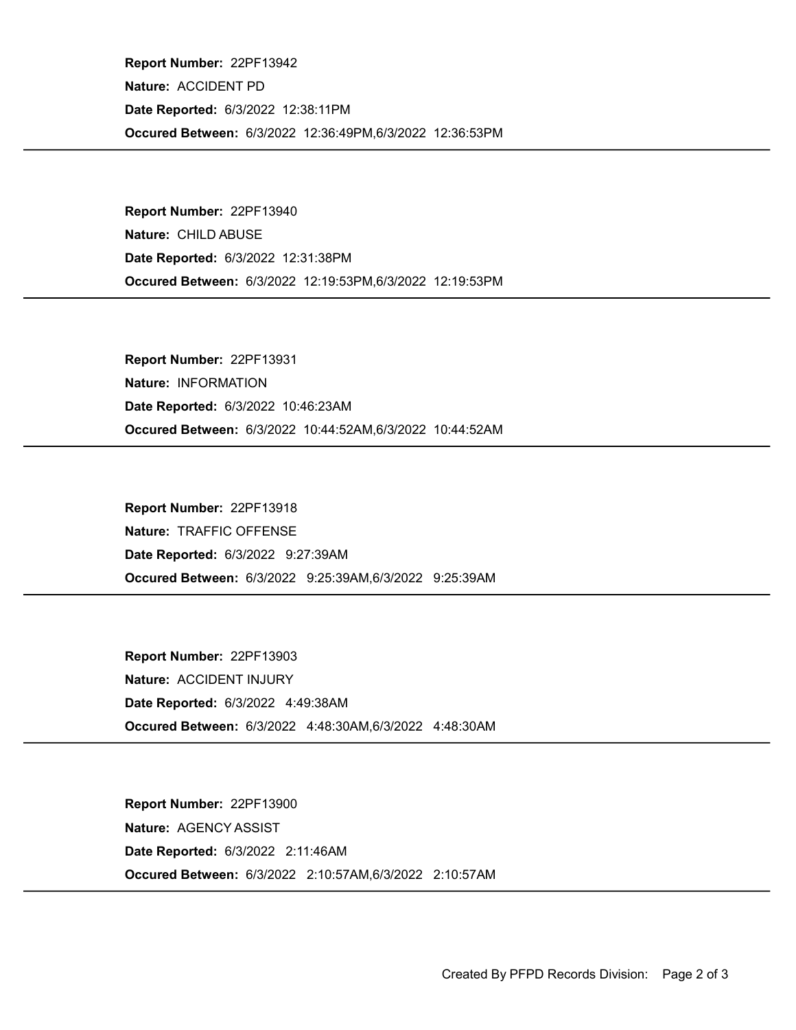**Report Number:** 22PF13942

**Nature:** ACCIDENT PD

**Date Reported:** 6/3/2022 12:38:11PM

**Occured Between:** 6/3/2022 12:36:49PM,6/3/2022 12:36:53PM

---

**Report Number:** 22PF13940

**Nature:** CHILD ABUSE

**Date Reported:** 6/3/2022 12:31:38PM

**Occured Between:** 6/3/2022 12:19:53PM,6/3/2022 12:19:53PM

---

**Report Number:** 22PF13931

**Nature:** INFORMATION

**Date Reported:** 6/3/2022 10:46:23AM

**Occured Between:** 6/3/2022 10:44:52AM,6/3/2022 10:44:52AM

---

**Report Number:** 22PF13918

**Nature:** TRAFFIC OFFENSE

**Date Reported:** 6/3/2022 9:27:39AM

**Occured Between:** 6/3/2022 9:25:39AM,6/3/2022 9:25:39AM

---

**Report Number:** 22PF13903

**Nature:** ACCIDENT INJURY

**Date Reported:** 6/3/2022 4:49:38AM

**Occured Between:** 6/3/2022 4:48:30AM,6/3/2022 4:48:30AM

---

**Report Number:** 22PF13900

**Nature:** AGENCY ASSIST

**Date Reported:** 6/3/2022 2:11:46AM

**Occured Between:** 6/3/2022 2:10:57AM,6/3/2022 2:10:57AM

---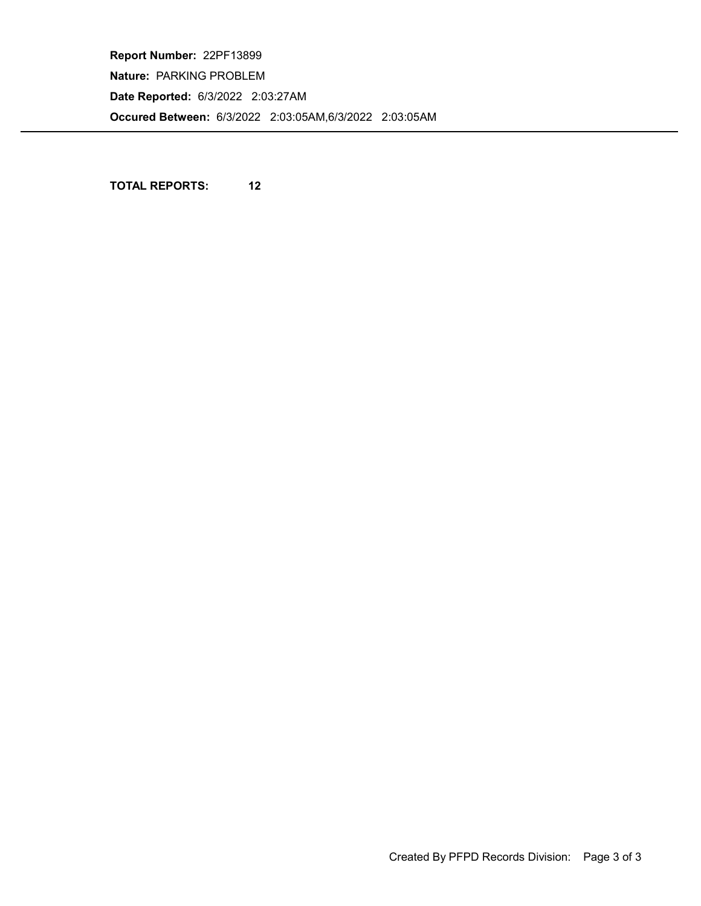**Report Number:** 22PF13899

**Nature:** PARKING PROBLEM

**Date Reported:** 6/3/2022 2:03:27AM

**Occured Between:** 6/3/2022 2:03:05AM,6/3/2022 2:03:05AM

---

**TOTAL REPORTS: 12**

Created By PFPD Records Division: